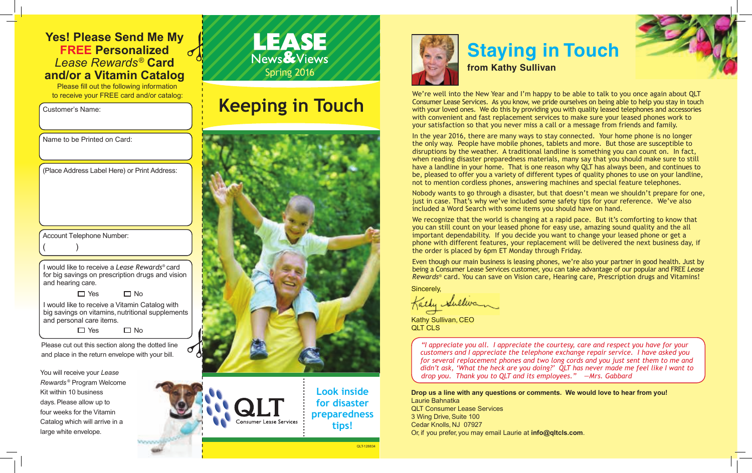## Yes! Please Send Me My **FREE** Personalized *Lease Rewards®* Card and/or a Vitamin Catalog

Please fill out the following information to receive your FREE card and/or catalog:

Customer's Name:

Name to be Printed on Card:

(Place Address Label Here) or Print Address:

Account Telephone Number:
( )

I would like to receive a *Lease Rewards®* card for big savings on prescription drugs and vision and hearing care.

☐ Yes ☐ No

I would like to receive a Vitamin Catalog with big savings on vitamins, nutritional supplements and personal care items.

☐ Yes ☐ No

Please cut out this section along the dotted line and place in the return envelope with your bill.

You will receive your *Lease Rewards®* Program Welcome Kit within 10 business days. Please allow up to four weeks for the Vitamin Catalog which will arrive in a large white envelope.

# LEASE News & Views

Spring 2016

## Keeping in Touch

QLT Consumer Lease Services

Look inside for disaster preparedness tips!

QLT-128834

## Staying in Touch

**from Kathy Sullivan**

We're well into the New Year and I'm happy to be able to talk to you once again about QLT Consumer Lease Services. As you know, we pride ourselves on being able to help you stay in touch with your loved ones. We do this by providing you with quality leased telephones and accessories with convenient and fast replacement services to make sure your leased phones work to your satisfaction so that you never miss a call or a message from friends and family.

In the year 2016, there are many ways to stay connected. Your home phone is no longer the only way. People have mobile phones, tablets and more. But those are susceptible to disruptions by the weather. A traditional landline is something you can count on. In fact, when reading disaster preparedness materials, many say that you should make sure to still have a landline in your home. That is one reason why QLT has always been, and continues to be, pleased to offer you a variety of different types of quality phones to use on your landline, not to mention cordless phones, answering machines and special feature telephones.

Nobody wants to go through a disaster, but that doesn't mean we shouldn't prepare for one, just in case. That's why we've included some safety tips for your reference. We've also included a Word Search with some items you should have on hand.

We recognize that the world is changing at a rapid pace. But it's comforting to know that you can still count on your leased phone for easy use, amazing sound quality and the all important dependability. If you decide you want to change your leased phone or get a phone with different features, your replacement will be delivered the next business day, if the order is placed by 6pm ET Monday through Friday.

Even though our main business is leasing phones, we're also your partner in good health. Just by being a Consumer Lease Services customer, you can take advantage of our popular and FREE *Lease Rewards®* card. You can save on Vision care, Hearing care, Prescription drugs and Vitamins!

Sincerely,

Kathy Sullivan

Kathy Sullivan, CEO
QLT CLS

> *"I appreciate you all. I appreciate the courtesy, care and respect you have for your customers and I appreciate the telephone exchange repair service. I have asked you for several replacement phones and two long cords and you just sent them to me and didn't ask, 'What the heck are you doing?' QLT has never made me feel like I want to drop you. Thank you to QLT and its employees." —Mrs. Gabbard*

**Drop us a line with any questions or comments. We would love to hear from you!**
Laurie Bahnatka
QLT Consumer Lease Services
3 Wing Drive, Suite 100
Cedar Knolls, NJ 07927
Or, if you prefer, you may email Laurie at **info@qltcls.com**.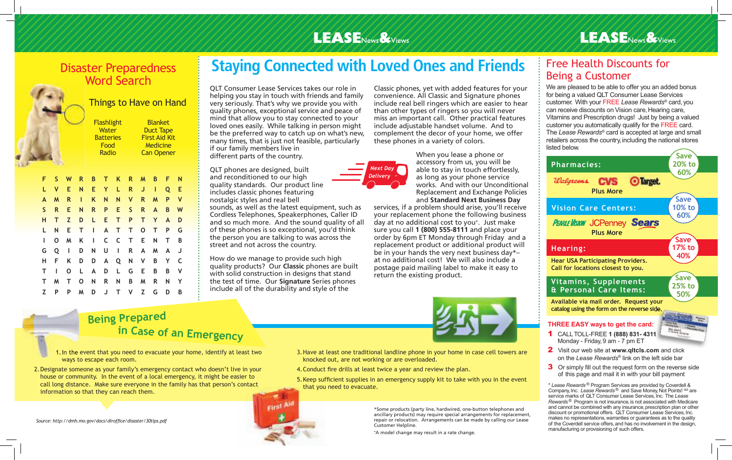# Disaster Preparedness Word Search

## Things to Have on Hand

| | |
|---|---|
| Flashlight | Blanket |
| Water | Duct Tape |
| Batteries | First Aid Kit |
| Food | Medicine |
| Radio | Can Opener |

| | | | | | | | | | | | |
|---|---|---|---|---|---|---|---|---|---|---|---|
| F | S | W | R | B | T | K | R | M | B | F | N |
| L | V | E | N | E | Y | L | R | J | I | Q | E |
| A | M | R | I | K | N | N | V | R | M | P | V |
| S | R | E | N | R | P | E | S | R | A | B | W |
| H | T | Z | D | L | E | T | P | T | Y | A | D |
| L | N | E | T | I | A | T | T | O | T | P | G |
| I | O | M | K | I | C | C | T | E | N | T | B |
| G | Q | I | D | N | U | I | R | A | M | A | J |
| H | F | K | D | D | A | Q | N | V | B | Y | C |
| T | I | O | L | A | D | L | G | E | B | B | V |
| T | M | T | O | N | R | N | B | M | R | N | Y |
| Z | P | P | M | D | J | T | V | Z | G | D | B |

# Staying Connected with Loved Ones and Friends

QLT Consumer Lease Services takes our role in helping you stay in touch with friends and family very seriously. That's why we provide you with quality phones, exceptional service and peace of mind that allow you to stay connected to your loved ones easily. While talking in person might be the preferred way to catch up on what's new, many times, that is just not feasible, particularly if our family members live in different parts of the country.

QLT phones are designed, built and reconditioned to our high quality standards. Our product line includes classic phones featuring nostalgic styles and real bell sounds, as well as the latest equipment, such as Cordless Telephones, Speakerphones, Caller ID and so much more. And the sound quality of all of these phones is so exceptional, you'd think the person you are talking to was across the street and not across the country.

How do we manage to provide such high quality products? Our **Classic** phones are built with solid construction in designs that stand the test of time. Our **Signature** Series phones include all of the durability and style of the Classic phones, yet with added features for your convenience. All Classic and Signature phones include real bell ringers which are easier to hear than other types of ringers so you will never miss an important call. Other practical features include adjustable handset volume. And to complement the decor of your home, we offer these phones in a variety of colors.

Next Day Delivery

When you lease a phone or accessory from us, you will be able to stay in touch effortlessly, as long as your phone service works. With our Unconditional Replacement and Exchange Policies and **Standard Next Business Day** services, if a problem should arise, you'll receive your replacement phone the following business day at no additional cost to you^. Just make sure you call **1 (800) 555-8111** and place your order by 6pm ET Monday through Friday and a replacement product or additional product will be in your hands the very next business day*– at no additional cost! We will also include a postage paid mailing label to make it easy to return the existing product.

# Free Health Discounts for Being a Customer

We are pleased to be able to offer you an added bonus for being a valued QLT Consumer Lease Services customer. With your FREE *Lease Rewards®* card, you can receive discounts on Vision care, Hearing care, Vitamins and Prescription drugs! Just by being a valued customer you automatically qualify for the FREE card. The *Lease Rewards®* card is accepted at large and small retailers across the country, including the national stores listed below.

**Pharmacies:** Save 20% to 60%
Walgreens, CVS, Target
Plus More

**Vision Care Centers:** Save 10% to 60%
Pearle Vision, JCPenney, Sears
Plus More

**Hearing:** Save 17% to 40%
Hear USA Participating Providers. Call for locations closest to you.

**Vitamins, Supplements & Personal Care Items:** Save 25% to 50%
Available via mail order. Request your catalog using the form on the reverse side.

**THREE EASY ways to get the card:**

1. CALL TOLL-FREE **1 (888) 831- 4311** Monday - Friday, 9 am - 7 pm ET
2. Visit our web site at **www.qltcls.com** and click on the *Lease Rewards®* link on the left side bar
3. Or simply fill out the request form on the reverse side of this page and mail it in with your bill payment

\* *Lease Rewards®* Program Services are provided by Coverdell & Company, Inc. *Lease Rewards®* and Save Money, Not Points! SM are service marks of QLT Consumer Lease Services, Inc. The *Lease Rewards®* Program is not insurance, is not associated with Medicare and cannot be combined with any insurance, prescription plan or other discount or promotional offers. QLT Consumer Lease Services, Inc. makes no representations, warranties or guarantees as to the quality of the Coverdell service offers, and has no involvement in the design, manufacturing or provisioning of such offers.

# Being Prepared in Case of an Emergency

1. In the event that you need to evacuate your home, identify at least two ways to escape each room.
2. Designate someone as your family's emergency contact who doesn't live in your house or community. In the event of a local emergency, it might be easier to call long distance. Make sure everyone in the family has that person's contact information so that they can reach them.
3. Have at least one traditional landline phone in your home in case cell towers are knocked out, are not working or are overloaded.
4. Conduct fire drills at least twice a year and review the plan.
5. Keep sufficient supplies in an emergency supply kit to take with you in the event that you need to evacuate.

*Source: http://dmh.mo.gov/docs/diroffice/disaster/30tips.pdf*

\*Some products (party line, hardwired, one-button telephones and ancillary products) may require special arrangements for replacement, repair or relocation. Arrangements can be made by calling our Lease Customer Helpline.

^A model change may result in a rate change.